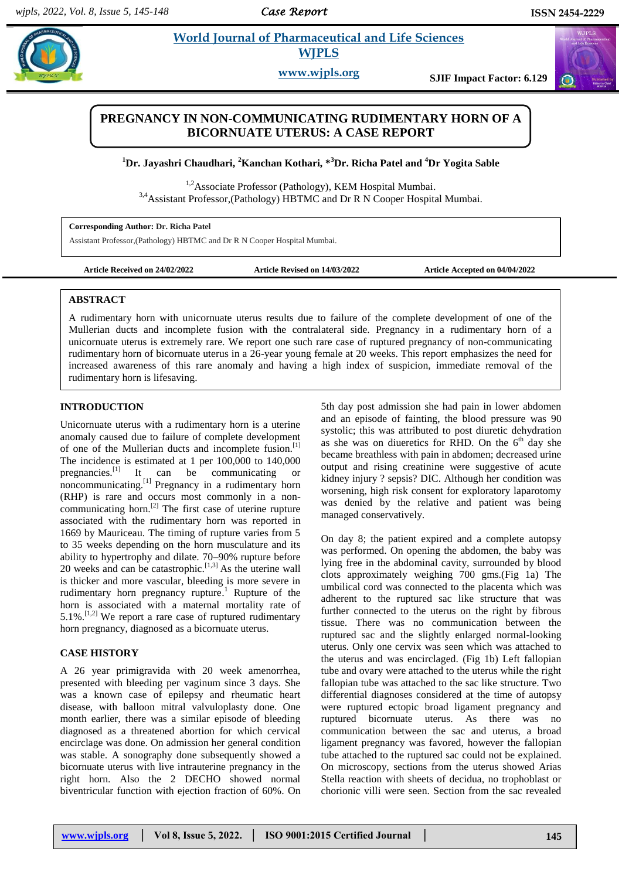# PREGNANCY IN NON-COMMUNICATING RUDIMENTARY HORN OF A BICORNUATE UTERUS: A CASE REPORT

**[1]Dr. Jayashri Chaudhari, [2]Kanchan Kothari, *[3]Dr. Richa Patel and [4]Dr Yogita Sable**

[1,2]Associate Professor (Pathology), KEM Hospital Mumbai.
[3,4]Assistant Professor,(Pathology) HBTMC and Dr R N Cooper Hospital Mumbai.

**Corresponding Author: Dr. Richa Patel**
Assistant Professor,(Pathology) HBTMC and Dr R N Cooper Hospital Mumbai.

**Article Received on 24/02/2022** **Article Revised on 14/03/2022** **Article Accepted on 04/04/2022**

## ABSTRACT

A rudimentary horn with unicornuate uterus results due to failure of the complete development of one of the Mullerian ducts and incomplete fusion with the contralateral side. Pregnancy in a rudimentary horn of a unicornuate uterus is extremely rare. We report one such rare case of ruptured pregnancy of non-communicating rudimentary horn of bicornuate uterus in a 26-year young female at 20 weeks. This report emphasizes the need for increased awareness of this rare anomaly and having a high index of suspicion, immediate removal of the rudimentary horn is lifesaving.

## INTRODUCTION

Unicornuate uterus with a rudimentary horn is a uterine anomaly caused due to failure of complete development of one of the Mullerian ducts and incomplete fusion.[1] The incidence is estimated at 1 per 100,000 to 140,000 pregnancies.[1] It can be communicating or noncommunicating.[1] Pregnancy in a rudimentary horn (RHP) is rare and occurs most commonly in a non-communicating horn.[2] The first case of uterine rupture associated with the rudimentary horn was reported in 1669 by Mauriceau. The timing of rupture varies from 5 to 35 weeks depending on the horn musculature and its ability to hypertrophy and dilate. 70–90% rupture before 20 weeks and can be catastrophic.[1,3] As the uterine wall is thicker and more vascular, bleeding is more severe in rudimentary horn pregnancy rupture.[1] Rupture of the horn is associated with a maternal mortality rate of 5.1%.[1,2] We report a rare case of ruptured rudimentary horn pregnancy, diagnosed as a bicornuate uterus.

## CASE HISTORY

A 26 year primigravida with 20 week amenorrhea, presented with bleeding per vaginum since 3 days. She was a known case of epilepsy and rheumatic heart disease, with balloon mitral valvuloplasty done. One month earlier, there was a similar episode of bleeding diagnosed as a threatened abortion for which cervical encirclage was done. On admission her general condition was stable. A sonography done subsequently showed a bicornuate uterus with live intrauterine pregnancy in the right horn. Also the 2 DECHO showed normal biventricular function with ejection fraction of 60%. On 5th day post admission she had pain in lower abdomen and an episode of fainting, the blood pressure was 90 systolic; this was attributed to post diuretic dehydration as she was on dieuretics for RHD. On the 6th day she became breathless with pain in abdomen; decreased urine output and rising creatinine were suggestive of acute kidney injury ? sepsis? DIC. Although her condition was worsening, high risk consent for exploratory laparotomy was denied by the relative and patient was being managed conservatively.

On day 8; the patient expired and a complete autopsy was performed. On opening the abdomen, the baby was lying free in the abdominal cavity, surrounded by blood clots approximately weighing 700 gms.(Fig 1a) The umbilical cord was connected to the placenta which was adherent to the ruptured sac like structure that was further connected to the uterus on the right by fibrous tissue. There was no communication between the ruptured sac and the slightly enlarged normal-looking uterus. Only one cervix was seen which was attached to the uterus and was encirclaged. (Fig 1b) Left fallopian tube and ovary were attached to the uterus while the right fallopian tube was attached to the sac like structure. Two differential diagnoses considered at the time of autopsy were ruptured ectopic broad ligament pregnancy and ruptured bicornuate uterus. As there was no communication between the sac and uterus, a broad ligament pregnancy was favored, however the fallopian tube attached to the ruptured sac could not be explained. On microscopy, sections from the uterus showed Arias Stella reaction with sheets of decidua, no trophoblast or chorionic villi were seen. Section from the sac revealed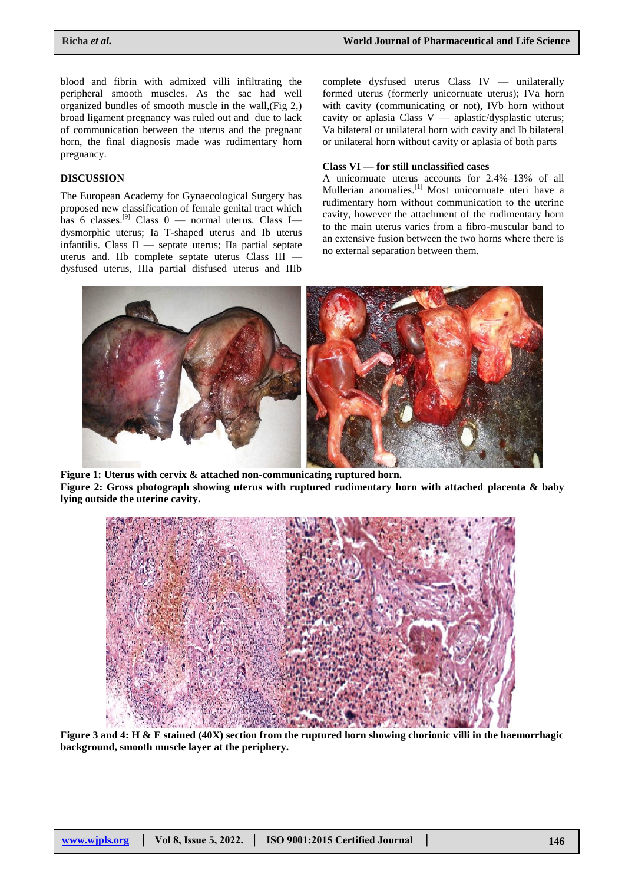blood and fibrin with admixed villi infiltrating the peripheral smooth muscles. As the sac had well organized bundles of smooth muscle in the wall,(Fig 2,) broad ligament pregnancy was ruled out and due to lack of communication between the uterus and the pregnant horn, the final diagnosis made was rudimentary horn pregnancy.

## DISCUSSION

The European Academy for Gynaecological Surgery has proposed new classification of female genital tract which has 6 classes.[9] Class 0 — normal uterus. Class I—dysmorphic uterus; Ia T-shaped uterus and Ib uterus infantilis. Class II — septate uterus; IIa partial septate uterus and. IIb complete septate uterus Class III — dysfused uterus, IIIa partial disfused uterus and IIIb complete dysfused uterus Class IV — unilaterally formed uterus (formerly unicornuate uterus); IVa horn with cavity (communicating or not), IVb horn without cavity or aplasia Class V — aplastic/dysplastic uterus; Va bilateral or unilateral horn with cavity and Ib bilateral or unilateral horn without cavity or aplasia of both parts

**Class VI — for still unclassified cases**

A unicornuate uterus accounts for 2.4%–13% of all Mullerian anomalies.[1] Most unicornuate uteri have a rudimentary horn without communication to the uterine cavity, however the attachment of the rudimentary horn to the main uterus varies from a fibro-muscular band to an extensive fusion between the two horns where there is no external separation between them.

**Figure 1: Uterus with cervix & attached non-communicating ruptured horn.**

**Figure 2: Gross photograph showing uterus with ruptured rudimentary horn with attached placenta & baby lying outside the uterine cavity.**

**Figure 3 and 4: H & E stained (40X) section from the ruptured horn showing chorionic villi in the haemorrhagic background, smooth muscle layer at the periphery.**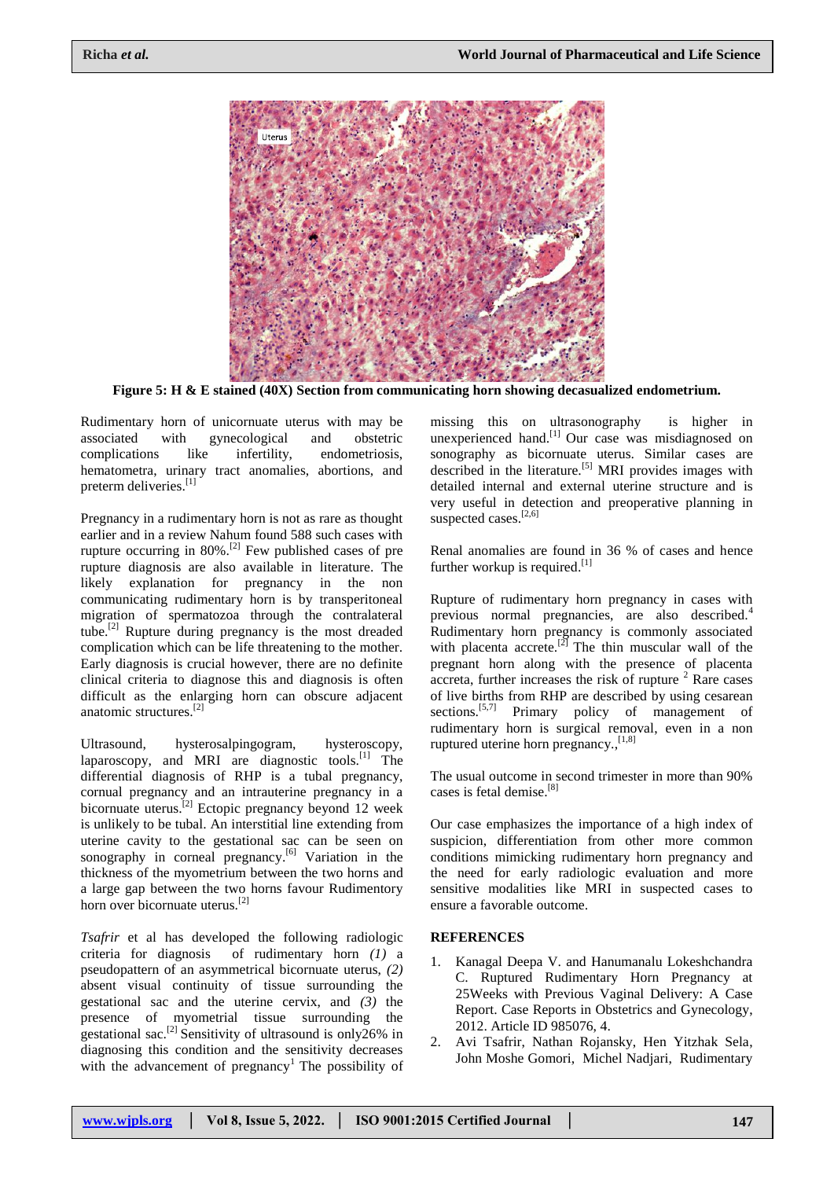**Figure 5: H & E stained (40X) Section from communicating horn showing decasualized endometrium.**

Rudimentary horn of unicornuate uterus with may be associated with gynecological and obstetric complications like infertility, endometriosis, hematometra, urinary tract anomalies, abortions, and preterm deliveries.[1]

Pregnancy in a rudimentary horn is not as rare as thought earlier and in a review Nahum found 588 such cases with rupture occurring in 80%.[2] Few published cases of pre rupture diagnosis are also available in literature. The likely explanation for pregnancy in the non communicating rudimentary horn is by transperitoneal migration of spermatozoa through the contralateral tube.[2] Rupture during pregnancy is the most dreaded complication which can be life threatening to the mother. Early diagnosis is crucial however, there are no definite clinical criteria to diagnose this and diagnosis is often difficult as the enlarging horn can obscure adjacent anatomic structures.[2]

Ultrasound, hysterosalpingogram, hysteroscopy, laparoscopy, and MRI are diagnostic tools.[1] The differential diagnosis of RHP is a tubal pregnancy, cornual pregnancy and an intrauterine pregnancy in a bicornuate uterus.[2] Ectopic pregnancy beyond 12 week is unlikely to be tubal. An interstitial line extending from uterine cavity to the gestational sac can be seen on sonography in corneal pregnancy.[6] Variation in the thickness of the myometrium between the two horns and a large gap between the two horns favour Rudimentory horn over bicornuate uterus.[2]

*Tsafrir* et al has developed the following radiologic criteria for diagnosis of rudimentary horn *(1)* a pseudopattern of an asymmetrical bicornuate uterus, *(2)* absent visual continuity of tissue surrounding the gestational sac and the uterine cervix, and *(3)* the presence of myometrial tissue surrounding the gestational sac.[2] Sensitivity of ultrasound is only26% in diagnosing this condition and the sensitivity decreases with the advancement of pregnancy[1] The possibility of missing this on ultrasonography is higher in unexperienced hand.[1] Our case was misdiagnosed on sonography as bicornuate uterus. Similar cases are described in the literature.[5] MRI provides images with detailed internal and external uterine structure and is very useful in detection and preoperative planning in suspected cases.[2,6]

Renal anomalies are found in 36 % of cases and hence further workup is required.[1]

Rupture of rudimentary horn pregnancy in cases with previous normal pregnancies, are also described.[4] Rudimentary horn pregnancy is commonly associated with placenta accrete.[2] The thin muscular wall of the pregnant horn along with the presence of placenta accreta, further increases the risk of rupture [2] Rare cases of live births from RHP are described by using cesarean sections.[5,7] Primary policy of management of rudimentary horn is surgical removal, even in a non ruptured uterine horn pregnancy.,[1,8]

The usual outcome in second trimester in more than 90% cases is fetal demise.[8]

Our case emphasizes the importance of a high index of suspicion, differentiation from other more common conditions mimicking rudimentary horn pregnancy and the need for early radiologic evaluation and more sensitive modalities like MRI in suspected cases to ensure a favorable outcome.

## REFERENCES

1. Kanagal Deepa V. and Hanumanalu Lokeshchandra C. Ruptured Rudimentary Horn Pregnancy at 25Weeks with Previous Vaginal Delivery: A Case Report. Case Reports in Obstetrics and Gynecology, 2012. Article ID 985076, 4.
2. Avi Tsafrir, Nathan Rojansky, Hen Yitzhak Sela, John Moshe Gomori, Michel Nadjari, Rudimentary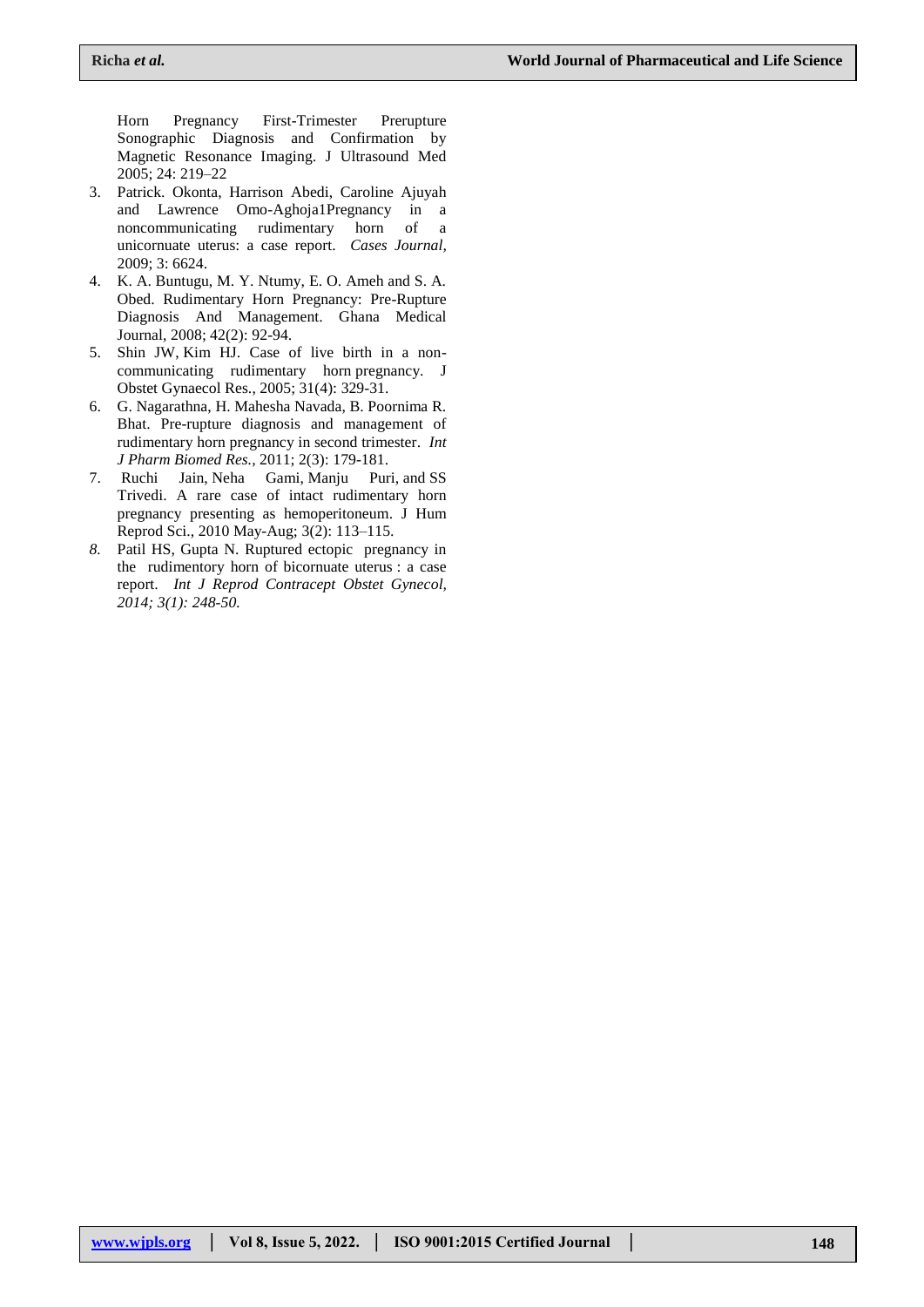Horn Pregnancy First-Trimester Prerupture Sonographic Diagnosis and Confirmation by Magnetic Resonance Imaging. J Ultrasound Med 2005; 24: 219–22

3. Patrick. Okonta, Harrison Abedi, Caroline Ajuyah and Lawrence Omo-Aghoja1Pregnancy in a noncommunicating rudimentary horn of a unicornuate uterus: a case report. *Cases Journal,* 2009; 3: 6624.
4. K. A. Buntugu, M. Y. Ntumy, E. O. Ameh and S. A. Obed. Rudimentary Horn Pregnancy: Pre-Rupture Diagnosis And Management. Ghana Medical Journal, 2008; 42(2): 92-94.
5. Shin JW, Kim HJ. Case of live birth in a non-communicating rudimentary horn pregnancy. J Obstet Gynaecol Res., 2005; 31(4): 329-31.
6. G. Nagarathna, H. Mahesha Navada, B. Poornima R. Bhat. Pre-rupture diagnosis and management of rudimentary horn pregnancy in second trimester. *Int J Pharm Biomed Res.,* 2011; 2(3): 179-181.
7. Ruchi Jain, Neha Gami, Manju Puri, and SS Trivedi. A rare case of intact rudimentary horn pregnancy presenting as hemoperitoneum. J Hum Reprod Sci., 2010 May-Aug; 3(2): 113–115.
8. Patil HS, Gupta N. Ruptured ectopic pregnancy in the rudimentory horn of bicornuate uterus : a case report. *Int J Reprod Contracept Obstet Gynecol, 2014; 3(1): 248-50.*